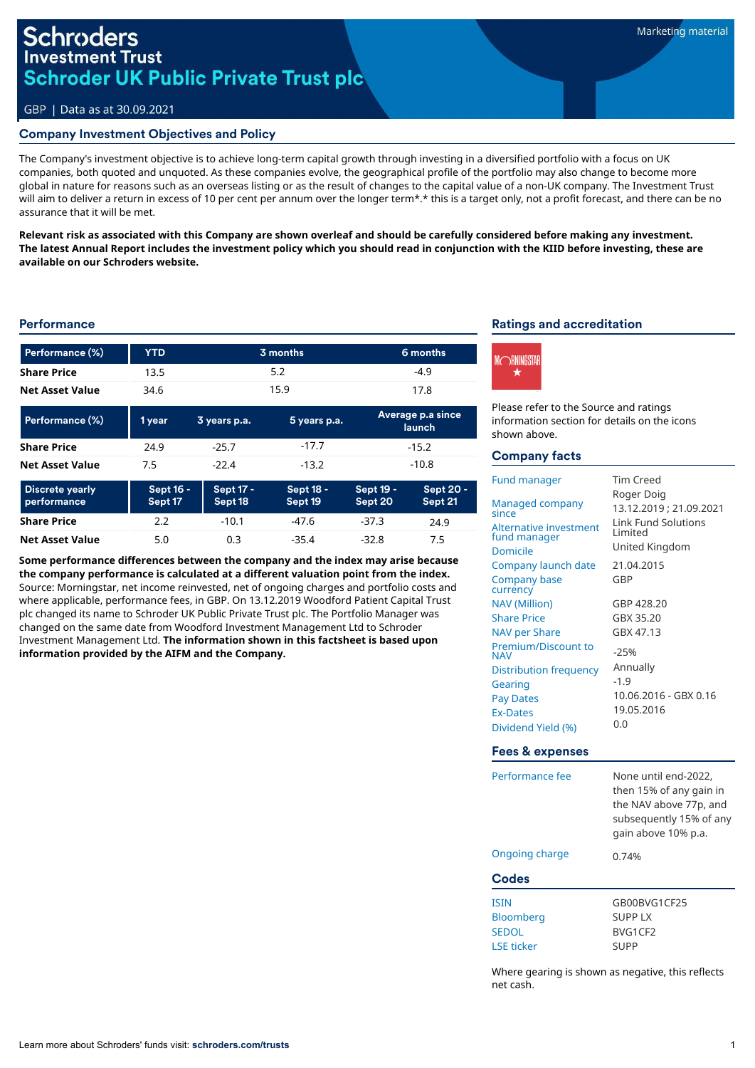# Schroders Investment Trust
# Schroder UK Public Private Trust plc

Marketing material

GBP | Data as at 30.09.2021

## Company Investment Objectives and Policy

The Company's investment objective is to achieve long-term capital growth through investing in a diversified portfolio with a focus on UK companies, both quoted and unquoted. As these companies evolve, the geographical profile of the portfolio may also change to become more global in nature for reasons such as an overseas listing or as the result of changes to the capital value of a non-UK company. The Investment Trust will aim to deliver a return in excess of 10 per cent per annum over the longer term*.* this is a target only, not a profit forecast, and there can be no assurance that it will be met.

**Relevant risk as associated with this Company are shown overleaf and should be carefully considered before making any investment. The latest Annual Report includes the investment policy which you should read in conjunction with the KIID before investing, these are available on our Schroders website.**

## Performance

| Performance (%) | YTD | 3 months | 6 months |
|---|---|---|---|
| Share Price | 13.5 | 5.2 | -4.9 |
| Net Asset Value | 34.6 | 15.9 | 17.8 |

| Performance (%) | 1 year | 3 years p.a. | 5 years p.a. | Average p.a since launch |
|---|---|---|---|---|
| Share Price | 24.9 | -25.7 | -17.7 | -15.2 |
| Net Asset Value | 7.5 | -22.4 | -13.2 | -10.8 |

| Discrete yearly performance | Sept 16 - Sept 17 | Sept 17 - Sept 18 | Sept 18 - Sept 19 | Sept 19 - Sept 20 | Sept 20 - Sept 21 |
|---|---|---|---|---|---|
| Share Price | 2.2 | -10.1 | -47.6 | -37.3 | 24.9 |
| Net Asset Value | 5.0 | 0.3 | -35.4 | -32.8 | 7.5 |

**Some performance differences between the company and the index may arise because the company performance is calculated at a different valuation point from the index.** Source: Morningstar, net income reinvested, net of ongoing charges and portfolio costs and where applicable, performance fees, in GBP. On 13.12.2019 Woodford Patient Capital Trust plc changed its name to Schroder UK Public Private Trust plc. The Portfolio Manager was changed on the same date from Woodford Investment Management Ltd to Schroder Investment Management Ltd. **The information shown in this factsheet is based upon information provided by the AIFM and the Company.**

## Ratings and accreditation

Please refer to the Source and ratings information section for details on the icons shown above.

## Company facts

| | |
|---|---|
| Fund manager | Tim Creed<br>Roger Doig |
| Managed company since | 13.12.2019 ; 21.09.2021 |
| Alternative investment fund manager | Link Fund Solutions Limited |
| Domicile | United Kingdom |
| Company launch date | 21.04.2015 |
| Company base currency | GBP |
| NAV (Million) | GBP 428.20 |
| Share Price | GBX 35.20 |
| NAV per Share | GBX 47.13 |
| Premium/Discount to NAV | -25% |
| Distribution frequency | Annually |
| Gearing | -1.9 |
| Pay Dates | 10.06.2016 - GBX 0.16 |
| Ex-Dates | 19.05.2016 |
| Dividend Yield (%) | 0.0 |

## Fees & expenses

| | |
|---|---|
| Performance fee | None until end-2022, then 15% of any gain in the NAV above 77p, and subsequently 15% of any gain above 10% p.a. |
| Ongoing charge | 0.74% |

## Codes

| | |
|---|---|
| ISIN | GB00BVG1CF25 |
| Bloomberg | SUPP LX |
| SEDOL | BVG1CF2 |
| LSE ticker | SUPP |

Where gearing is shown as negative, this reflects net cash.

Learn more about Schroders' funds visit: **schroders.com/trusts**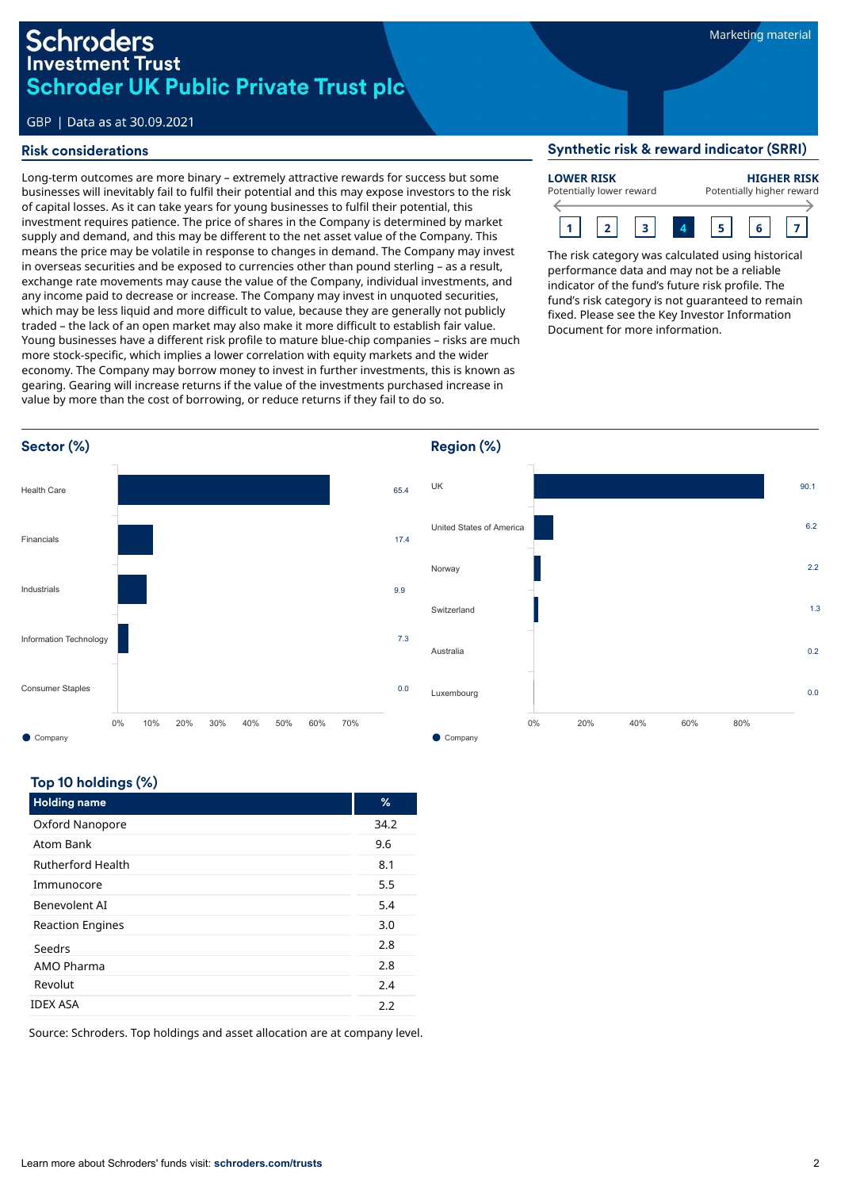# Schroders Investment Trust
## Schroder UK Public Private Trust plc

GBP | Data as at 30.09.2021

Marketing material

## Risk considerations

Long-term outcomes are more binary – extremely attractive rewards for success but some businesses will inevitably fail to fulfil their potential and this may expose investors to the risk of capital losses. As it can take years for young businesses to fulfil their potential, this investment requires patience. The price of shares in the Company is determined by market supply and demand, and this may be different to the net asset value of the Company. This means the price may be volatile in response to changes in demand. The Company may invest in overseas securities and be exposed to currencies other than pound sterling – as a result, exchange rate movements may cause the value of the Company, individual investments, and any income paid to decrease or increase. The Company may invest in unquoted securities, which may be less liquid and more difficult to value, because they are generally not publicly traded – the lack of an open market may also make it more difficult to establish fair value. Young businesses have a different risk profile to mature blue-chip companies – risks are much more stock-specific, which implies a lower correlation with equity markets and the wider economy. The Company may borrow money to invest in further investments, this is known as gearing. Gearing will increase returns if the value of the investments purchased increase in value by more than the cost of borrowing, or reduce returns if they fail to do so.

## Synthetic risk & reward indicator (SRRI)

**LOWER RISK** Potentially lower reward — **HIGHER RISK** Potentially higher reward

1 | 2 | 3 | **4** | 5 | 6 | 7

The risk category was calculated using historical performance data and may not be a reliable indicator of the fund's future risk profile. The fund's risk category is not guaranteed to remain fixed. Please see the Key Investor Information Document for more information.

## Sector (%)

| Sector | Company |
|---|---|
| Health Care | 65.4 |
| Financials | 17.4 |
| Industrials | 9.9 |
| Information Technology | 7.3 |
| Consumer Staples | 0.0 |

## Region (%)

| Region | Company |
|---|---|
| UK | 90.1 |
| United States of America | 6.2 |
| Norway | 2.2 |
| Switzerland | 1.3 |
| Australia | 0.2 |
| Luxembourg | 0.0 |

## Top 10 holdings (%)

| Holding name | % |
|---|---|
| Oxford Nanopore | 34.2 |
| Atom Bank | 9.6 |
| Rutherford Health | 8.1 |
| Immunocore | 5.5 |
| Benevolent AI | 5.4 |
| Reaction Engines | 3.0 |
| Seedrs | 2.8 |
| AMO Pharma | 2.8 |
| Revolut | 2.4 |
| IDEX ASA | 2.2 |

Source: Schroders. Top holdings and asset allocation are at company level.

Learn more about Schroders' funds visit: **schroders.com/trusts**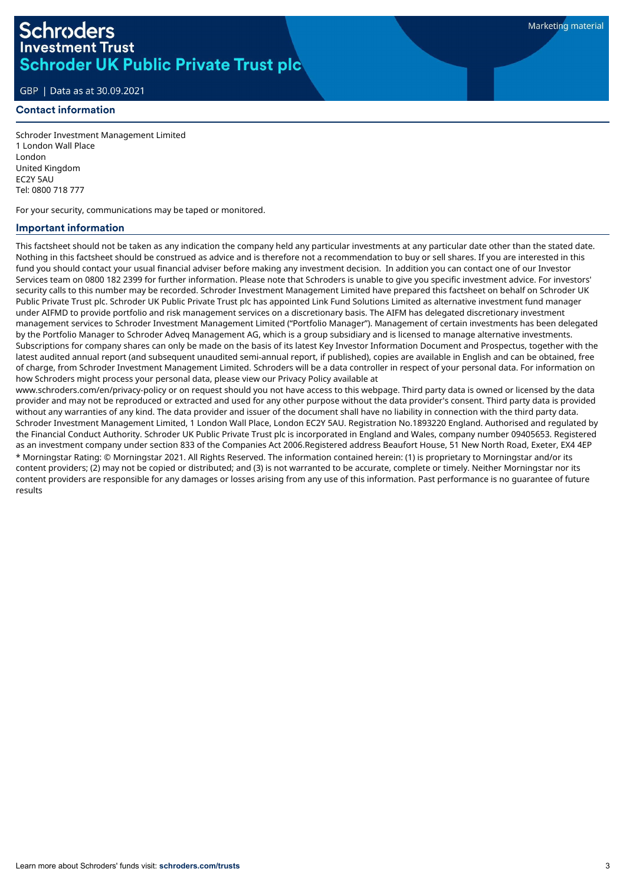# Schroders Investment Trust
## Schroder UK Public Private Trust plc

Marketing material

GBP | Data as at 30.09.2021

### Contact information

Schroder Investment Management Limited
1 London Wall Place
London
United Kingdom
EC2Y 5AU
Tel: 0800 718 777

For your security, communications may be taped or monitored.

### Important information

This factsheet should not be taken as any indication the company held any particular investments at any particular date other than the stated date. Nothing in this factsheet should be construed as advice and is therefore not a recommendation to buy or sell shares. If you are interested in this fund you should contact your usual financial adviser before making any investment decision. In addition you can contact one of our Investor Services team on 0800 182 2399 for further information. Please note that Schroders is unable to give you specific investment advice. For investors' security calls to this number may be recorded. Schroder Investment Management Limited have prepared this factsheet on behalf on Schroder UK Public Private Trust plc. Schroder UK Public Private Trust plc has appointed Link Fund Solutions Limited as alternative investment fund manager under AIFMD to provide portfolio and risk management services on a discretionary basis. The AIFM has delegated discretionary investment management services to Schroder Investment Management Limited ("Portfolio Manager"). Management of certain investments has been delegated by the Portfolio Manager to Schroder Adveq Management AG, which is a group subsidiary and is licensed to manage alternative investments. Subscriptions for company shares can only be made on the basis of its latest Key Investor Information Document and Prospectus, together with the latest audited annual report (and subsequent unaudited semi-annual report, if published), copies are available in English and can be obtained, free of charge, from Schroder Investment Management Limited. Schroders will be a data controller in respect of your personal data. For information on how Schroders might process your personal data, please view our Privacy Policy available at www.schroders.com/en/privacy-policy or on request should you not have access to this webpage. Third party data is owned or licensed by the data provider and may not be reproduced or extracted and used for any other purpose without the data provider's consent. Third party data is provided without any warranties of any kind. The data provider and issuer of the document shall have no liability in connection with the third party data. Schroder Investment Management Limited, 1 London Wall Place, London EC2Y 5AU. Registration No.1893220 England. Authorised and regulated by the Financial Conduct Authority. Schroder UK Public Private Trust plc is incorporated in England and Wales, company number 09405653. Registered as an investment company under section 833 of the Companies Act 2006.Registered address Beaufort House, 51 New North Road, Exeter, EX4 4EP
* Morningstar Rating: © Morningstar 2021. All Rights Reserved. The information contained herein: (1) is proprietary to Morningstar and/or its content providers; (2) may not be copied or distributed; and (3) is not warranted to be accurate, complete or timely. Neither Morningstar nor its content providers are responsible for any damages or losses arising from any use of this information. Past performance is no guarantee of future results

Learn more about Schroders' funds visit: **schroders.com/trusts**